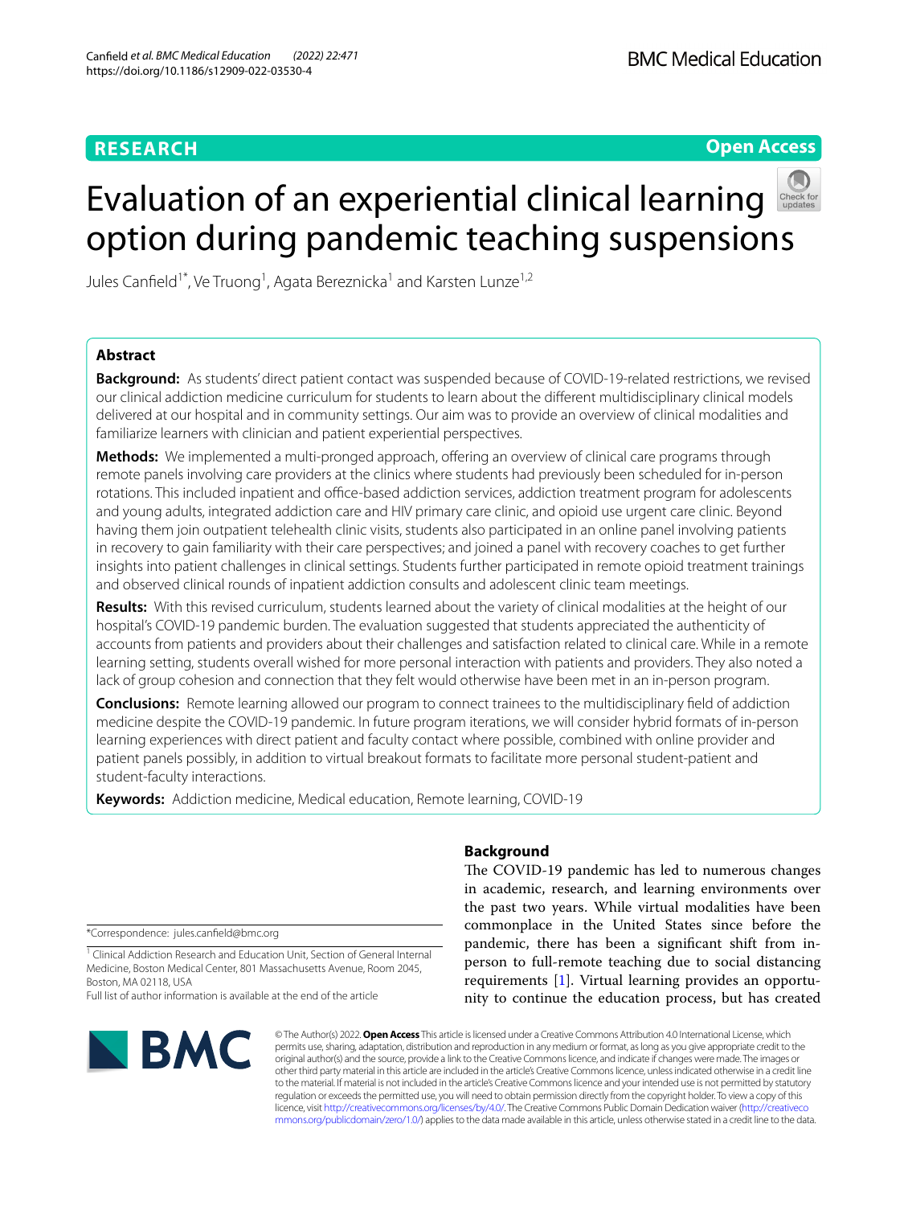RESEARCH

Open Access

# Evaluation of an experiential clinical learning option during pandemic teaching suspensions

Jules Canfield[1*], Ve Truong[1], Agata Bereznicka[1] and Karsten Lunze[1,2]

## Abstract

**Background:** As students' direct patient contact was suspended because of COVID-19-related restrictions, we revised our clinical addiction medicine curriculum for students to learn about the different multidisciplinary clinical models delivered at our hospital and in community settings. Our aim was to provide an overview of clinical modalities and familiarize learners with clinician and patient experiential perspectives.

**Methods:** We implemented a multi-pronged approach, offering an overview of clinical care programs through remote panels involving care providers at the clinics where students had previously been scheduled for in-person rotations. This included inpatient and office-based addiction services, addiction treatment program for adolescents and young adults, integrated addiction care and HIV primary care clinic, and opioid use urgent care clinic. Beyond having them join outpatient telehealth clinic visits, students also participated in an online panel involving patients in recovery to gain familiarity with their care perspectives; and joined a panel with recovery coaches to get further insights into patient challenges in clinical settings. Students further participated in remote opioid treatment trainings and observed clinical rounds of inpatient addiction consults and adolescent clinic team meetings.

**Results:** With this revised curriculum, students learned about the variety of clinical modalities at the height of our hospital's COVID-19 pandemic burden. The evaluation suggested that students appreciated the authenticity of accounts from patients and providers about their challenges and satisfaction related to clinical care. While in a remote learning setting, students overall wished for more personal interaction with patients and providers. They also noted a lack of group cohesion and connection that they felt would otherwise have been met in an in-person program.

**Conclusions:** Remote learning allowed our program to connect trainees to the multidisciplinary field of addiction medicine despite the COVID-19 pandemic. In future program iterations, we will consider hybrid formats of in-person learning experiences with direct patient and faculty contact where possible, combined with online provider and patient panels possibly, in addition to virtual breakout formats to facilitate more personal student-patient and student-faculty interactions.

**Keywords:** Addiction medicine, Medical education, Remote learning, COVID-19

## Background

The COVID-19 pandemic has led to numerous changes in academic, research, and learning environments over the past two years. While virtual modalities have been commonplace in the United States since before the pandemic, there has been a significant shift from in-person to full-remote teaching due to social distancing requirements [1]. Virtual learning provides an opportunity to continue the education process, but has created

*Correspondence: jules.canfield@bmc.org

[1] Clinical Addiction Research and Education Unit, Section of General Internal Medicine, Boston Medical Center, 801 Massachusetts Avenue, Room 2045, Boston, MA 02118, USA

Full list of author information is available at the end of the article

© The Author(s) 2022. **Open Access** This article is licensed under a Creative Commons Attribution 4.0 International License, which permits use, sharing, adaptation, distribution and reproduction in any medium or format, as long as you give appropriate credit to the original author(s) and the source, provide a link to the Creative Commons licence, and indicate if changes were made. The images or other third party material in this article are included in the article's Creative Commons licence, unless indicated otherwise in a credit line to the material. If material is not included in the article's Creative Commons licence and your intended use is not permitted by statutory regulation or exceeds the permitted use, you will need to obtain permission directly from the copyright holder. To view a copy of this licence, visit http://creativecommons.org/licenses/by/4.0/. The Creative Commons Public Domain Dedication waiver (http://creativecommons.org/publicdomain/zero/1.0/) applies to the data made available in this article, unless otherwise stated in a credit line to the data.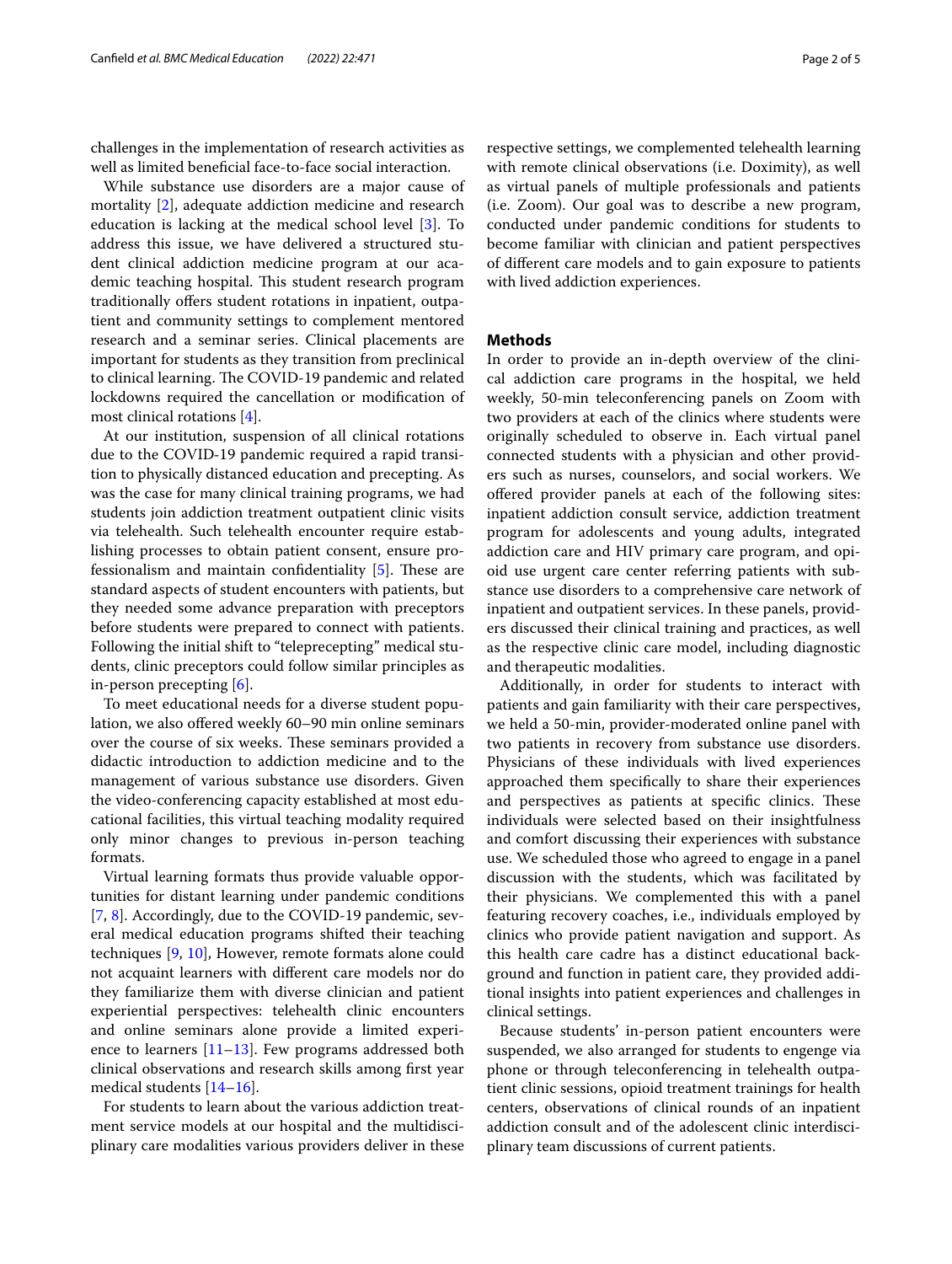challenges in the implementation of research activities as well as limited beneficial face-to-face social interaction.

While substance use disorders are a major cause of mortality [2], adequate addiction medicine and research education is lacking at the medical school level [3]. To address this issue, we have delivered a structured student clinical addiction medicine program at our academic teaching hospital. This student research program traditionally offers student rotations in inpatient, outpatient and community settings to complement mentored research and a seminar series. Clinical placements are important for students as they transition from preclinical to clinical learning. The COVID-19 pandemic and related lockdowns required the cancellation or modification of most clinical rotations [4].

At our institution, suspension of all clinical rotations due to the COVID-19 pandemic required a rapid transition to physically distanced education and precepting. As was the case for many clinical training programs, we had students join addiction treatment outpatient clinic visits via telehealth. Such telehealth encounter require establishing processes to obtain patient consent, ensure professionalism and maintain confidentiality [5]. These are standard aspects of student encounters with patients, but they needed some advance preparation with preceptors before students were prepared to connect with patients. Following the initial shift to "teleprecepting" medical students, clinic preceptors could follow similar principles as in-person precepting [6].

To meet educational needs for a diverse student population, we also offered weekly 60–90 min online seminars over the course of six weeks. These seminars provided a didactic introduction to addiction medicine and to the management of various substance use disorders. Given the video-conferencing capacity established at most educational facilities, this virtual teaching modality required only minor changes to previous in-person teaching formats.

Virtual learning formats thus provide valuable opportunities for distant learning under pandemic conditions [7, 8]. Accordingly, due to the COVID-19 pandemic, several medical education programs shifted their teaching techniques [9, 10], However, remote formats alone could not acquaint learners with different care models nor do they familiarize them with diverse clinician and patient experiential perspectives: telehealth clinic encounters and online seminars alone provide a limited experience to learners [11–13]. Few programs addressed both clinical observations and research skills among first year medical students [14–16].

For students to learn about the various addiction treatment service models at our hospital and the multidisciplinary care modalities various providers deliver in these respective settings, we complemented telehealth learning with remote clinical observations (i.e. Doximity), as well as virtual panels of multiple professionals and patients (i.e. Zoom). Our goal was to describe a new program, conducted under pandemic conditions for students to become familiar with clinician and patient perspectives of different care models and to gain exposure to patients with lived addiction experiences.

## Methods

In order to provide an in-depth overview of the clinical addiction care programs in the hospital, we held weekly, 50-min teleconferencing panels on Zoom with two providers at each of the clinics where students were originally scheduled to observe in. Each virtual panel connected students with a physician and other providers such as nurses, counselors, and social workers. We offered provider panels at each of the following sites: inpatient addiction consult service, addiction treatment program for adolescents and young adults, integrated addiction care and HIV primary care program, and opioid use urgent care center referring patients with substance use disorders to a comprehensive care network of inpatient and outpatient services. In these panels, providers discussed their clinical training and practices, as well as the respective clinic care model, including diagnostic and therapeutic modalities.

Additionally, in order for students to interact with patients and gain familiarity with their care perspectives, we held a 50-min, provider-moderated online panel with two patients in recovery from substance use disorders. Physicians of these individuals with lived experiences approached them specifically to share their experiences and perspectives as patients at specific clinics. These individuals were selected based on their insightfulness and comfort discussing their experiences with substance use. We scheduled those who agreed to engage in a panel discussion with the students, which was facilitated by their physicians. We complemented this with a panel featuring recovery coaches, i.e., individuals employed by clinics who provide patient navigation and support. As this health care cadre has a distinct educational background and function in patient care, they provided additional insights into patient experiences and challenges in clinical settings.

Because students' in-person patient encounters were suspended, we also arranged for students to engenge via phone or through teleconferencing in telehealth outpatient clinic sessions, opioid treatment trainings for health centers, observations of clinical rounds of an inpatient addiction consult and of the adolescent clinic interdisciplinary team discussions of current patients.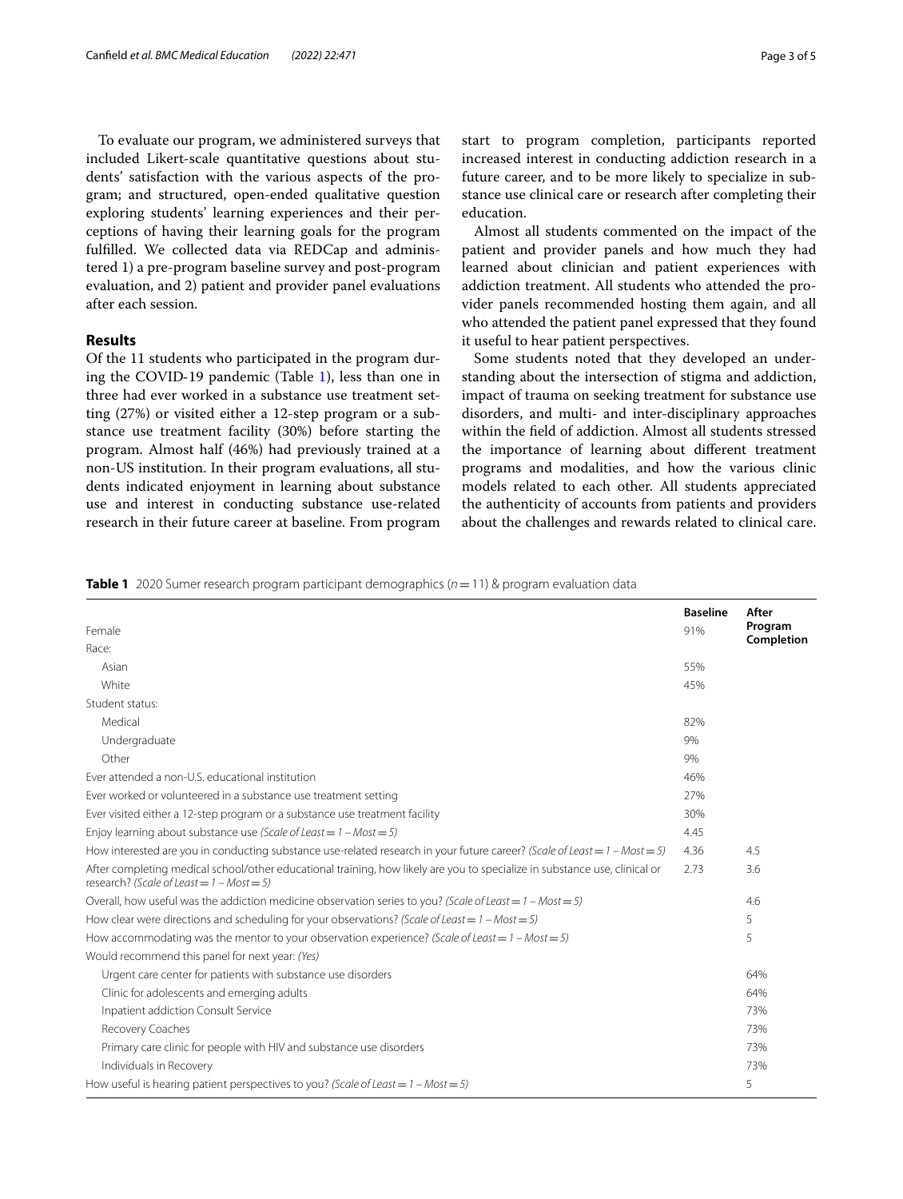To evaluate our program, we administered surveys that included Likert-scale quantitative questions about students' satisfaction with the various aspects of the program; and structured, open-ended qualitative question exploring students' learning experiences and their perceptions of having their learning goals for the program fulfilled. We collected data via REDCap and administered 1) a pre-program baseline survey and post-program evaluation, and 2) patient and provider panel evaluations after each session.

## Results

Of the 11 students who participated in the program during the COVID-19 pandemic (Table 1), less than one in three had ever worked in a substance use treatment setting (27%) or visited either a 12-step program or a substance use treatment facility (30%) before starting the program. Almost half (46%) had previously trained at a non-US institution. In their program evaluations, all students indicated enjoyment in learning about substance use and interest in conducting substance use-related research in their future career at baseline. From program start to program completion, participants reported increased interest in conducting addiction research in a future career, and to be more likely to specialize in substance use clinical care or research after completing their education.

Almost all students commented on the impact of the patient and provider panels and how much they had learned about clinician and patient experiences with addiction treatment. All students who attended the provider panels recommended hosting them again, and all who attended the patient panel expressed that they found it useful to hear patient perspectives.

Some students noted that they developed an understanding about the intersection of stigma and addiction, impact of trauma on seeking treatment for substance use disorders, and multi- and inter-disciplinary approaches within the field of addiction. Almost all students stressed the importance of learning about different treatment programs and modalities, and how the various clinic models related to each other. All students appreciated the authenticity of accounts from patients and providers about the challenges and rewards related to clinical care.

**Table 1** 2020 Sumer research program participant demographics ($n = 11$) & program evaluation data

| | Baseline | After Program Completion |
|---|---|---|
| Female | 91% | |
| Race: | | |
| Asian | 55% | |
| White | 45% | |
| Student status: | | |
| Medical | 82% | |
| Undergraduate | 9% | |
| Other | 9% | |
| Ever attended a non-U.S. educational institution | 46% | |
| Ever worked or volunteered in a substance use treatment setting | 27% | |
| Ever visited either a 12-step program or a substance use treatment facility | 30% | |
| Enjoy learning about substance use *(Scale of Least = 1 – Most = 5)* | 4.45 | |
| How interested are you in conducting substance use-related research in your future career? *(Scale of Least = 1 – Most = 5)* | 4.36 | 4.5 |
| After completing medical school/other educational training, how likely are you to specialize in substance use, clinical or research? *(Scale of Least = 1 – Most = 5)* | 2.73 | 3.6 |
| Overall, how useful was the addiction medicine observation series to you? *(Scale of Least = 1 – Most = 5)* | | 4.6 |
| How clear were directions and scheduling for your observations? *(Scale of Least = 1 – Most = 5)* | | 5 |
| How accommodating was the mentor to your observation experience? *(Scale of Least = 1 – Most = 5)* | | 5 |
| Would recommend this panel for next year: *(Yes)* | | |
| Urgent care center for patients with substance use disorders | | 64% |
| Clinic for adolescents and emerging adults | | 64% |
| Inpatient addiction Consult Service | | 73% |
| Recovery Coaches | | 73% |
| Primary care clinic for people with HIV and substance use disorders | | 73% |
| Individuals in Recovery | | 73% |
| How useful is hearing patient perspectives to you? *(Scale of Least = 1 – Most = 5)* | | 5 |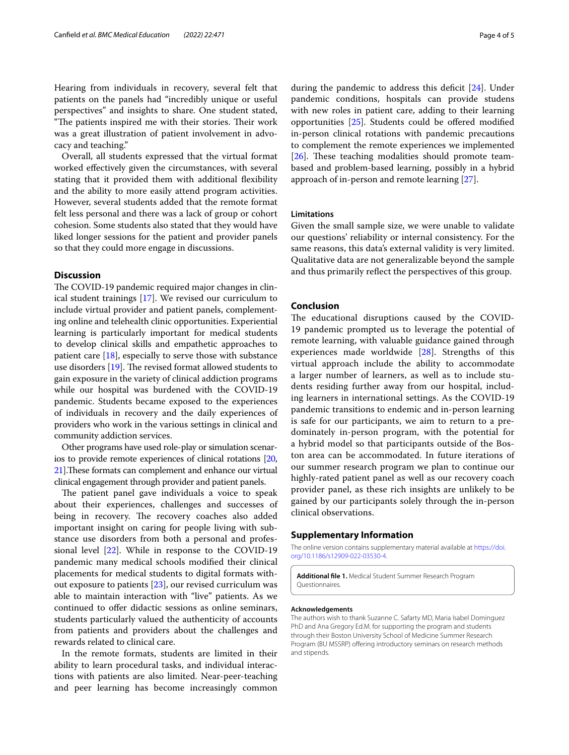Hearing from individuals in recovery, several felt that patients on the panels had "incredibly unique or useful perspectives" and insights to share. One student stated, "The patients inspired me with their stories. Their work was a great illustration of patient involvement in advocacy and teaching."

Overall, all students expressed that the virtual format worked effectively given the circumstances, with several stating that it provided them with additional flexibility and the ability to more easily attend program activities. However, several students added that the remote format felt less personal and there was a lack of group or cohort cohesion. Some students also stated that they would have liked longer sessions for the patient and provider panels so that they could more engage in discussions.

## Discussion

The COVID-19 pandemic required major changes in clinical student trainings [17]. We revised our curriculum to include virtual provider and patient panels, complementing online and telehealth clinic opportunities. Experiential learning is particularly important for medical students to develop clinical skills and empathetic approaches to patient care [18], especially to serve those with substance use disorders [19]. The revised format allowed students to gain exposure in the variety of clinical addiction programs while our hospital was burdened with the COVID-19 pandemic. Students became exposed to the experiences of individuals in recovery and the daily experiences of providers who work in the various settings in clinical and community addiction services.

Other programs have used role-play or simulation scenarios to provide remote experiences of clinical rotations [20, 21].These formats can complement and enhance our virtual clinical engagement through provider and patient panels.

The patient panel gave individuals a voice to speak about their experiences, challenges and successes of being in recovery. The recovery coaches also added important insight on caring for people living with substance use disorders from both a personal and professional level [22]. While in response to the COVID-19 pandemic many medical schools modified their clinical placements for medical students to digital formats without exposure to patients [23], our revised curriculum was able to maintain interaction with "live" patients. As we continued to offer didactic sessions as online seminars, students particularly valued the authenticity of accounts from patients and providers about the challenges and rewards related to clinical care.

In the remote formats, students are limited in their ability to learn procedural tasks, and individual interactions with patients are also limited. Near-peer-teaching and peer learning has become increasingly common during the pandemic to address this deficit [24]. Under pandemic conditions, hospitals can provide studens with new roles in patient care, adding to their learning opportunities [25]. Students could be offered modified in-person clinical rotations with pandemic precautions to complement the remote experiences we implemented [26]. These teaching modalities should promote team-based and problem-based learning, possibly in a hybrid approach of in-person and remote learning [27].

### Limitations

Given the small sample size, we were unable to validate our questions' reliability or internal consistency. For the same reasons, this data's external validity is very limited. Qualitative data are not generalizable beyond the sample and thus primarily reflect the perspectives of this group.

## Conclusion

The educational disruptions caused by the COVID-19 pandemic prompted us to leverage the potential of remote learning, with valuable guidance gained through experiences made worldwide [28]. Strengths of this virtual approach include the ability to accommodate a larger number of learners, as well as to include students residing further away from our hospital, including learners in international settings. As the COVID-19 pandemic transitions to endemic and in-person learning is safe for our participants, we aim to return to a predominately in-person program, with the potential for a hybrid model so that participants outside of the Boston area can be accommodated. In future iterations of our summer research program we plan to continue our highly-rated patient panel as well as our recovery coach provider panel, as these rich insights are unlikely to be gained by our participants solely through the in-person clinical observations.

## Supplementary Information

The online version contains supplementary material available at https://doi.org/10.1186/s12909-022-03530-4.

**Additional file 1.** Medical Student Summer Research Program Questionnaires.

#### Acknowledgements

The authors wish to thank Suzanne C. Safarty MD, Maria Isabel Dominguez PhD and Ana Gregory Ed.M. for supporting the program and students through their Boston University School of Medicine Summer Research Program (BU MSSRP) offering introductory seminars on research methods and stipends.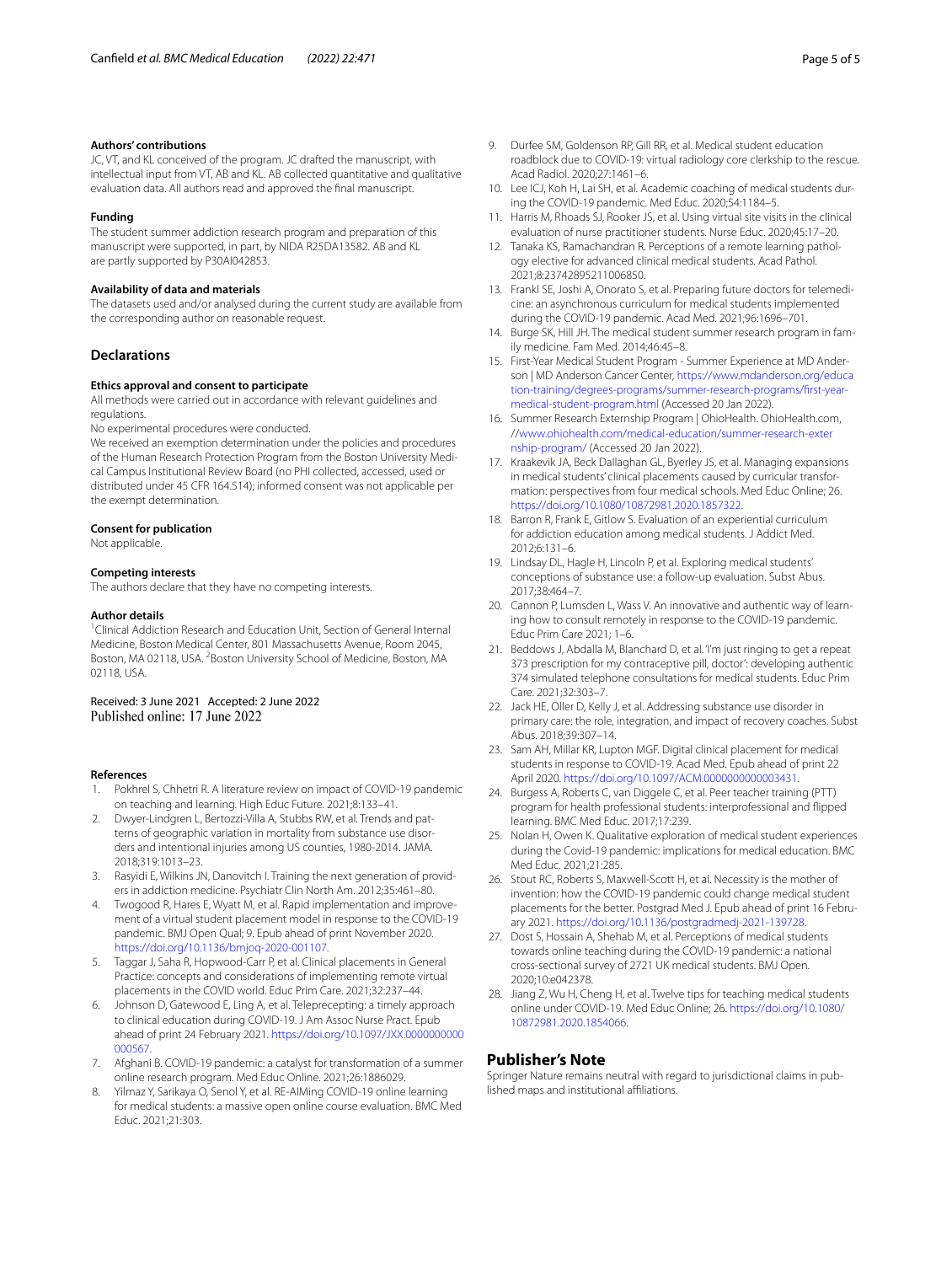### Authors' contributions

JC, VT, and KL conceived of the program. JC drafted the manuscript, with intellectual input from VT, AB and KL. AB collected quantitative and qualitative evaluation data. All authors read and approved the final manuscript.

### Funding

The student summer addiction research program and preparation of this manuscript were supported, in part, by NIDA R25DA13582. AB and KL are partly supported by P30AI042853.

### Availability of data and materials

The datasets used and/or analysed during the current study are available from the corresponding author on reasonable request.

## Declarations

### Ethics approval and consent to participate

All methods were carried out in accordance with relevant guidelines and regulations.

No experimental procedures were conducted.

We received an exemption determination under the policies and procedures of the Human Research Protection Program from the Boston University Medical Campus Institutional Review Board (no PHI collected, accessed, used or distributed under 45 CFR 164.514); informed consent was not applicable per the exempt determination.

### Consent for publication

Not applicable.

### Competing interests

The authors declare that they have no competing interests.

### Author details

[1]Clinical Addiction Research and Education Unit, Section of General Internal Medicine, Boston Medical Center, 801 Massachusetts Avenue, Room 2045, Boston, MA 02118, USA. [2]Boston University School of Medicine, Boston, MA 02118, USA.

Received: 3 June 2021 Accepted: 2 June 2022
Published online: 17 June 2022

### References

1. Pokhrel S, Chhetri R. A literature review on impact of COVID-19 pandemic on teaching and learning. High Educ Future. 2021;8:133–41.
2. Dwyer-Lindgren L, Bertozzi-Villa A, Stubbs RW, et al. Trends and patterns of geographic variation in mortality from substance use disorders and intentional injuries among US counties, 1980-2014. JAMA. 2018;319:1013–23.
3. Rasyidi E, Wilkins JN, Danovitch I. Training the next generation of providers in addiction medicine. Psychiatr Clin North Am. 2012;35:461–80.
4. Twogood R, Hares E, Wyatt M, et al. Rapid implementation and improvement of a virtual student placement model in response to the COVID-19 pandemic. BMJ Open Qual; 9. Epub ahead of print November 2020. https://doi.org/10.1136/bmjoq-2020-001107.
5. Taggar J, Saha R, Hopwood-Carr P, et al. Clinical placements in General Practice: concepts and considerations of implementing remote virtual placements in the COVID world. Educ Prim Care. 2021;32:237–44.
6. Johnson D, Gatewood E, Ling A, et al. Teleprecepting: a timely approach to clinical education during COVID-19. J Am Assoc Nurse Pract. Epub ahead of print 24 February 2021. https://doi.org/10.1097/JXX.0000000000000567.
7. Afghani B. COVID-19 pandemic: a catalyst for transformation of a summer online research program. Med Educ Online. 2021;26:1886029.
8. Yilmaz Y, Sarikaya O, Senol Y, et al. RE-AIMing COVID-19 online learning for medical students: a massive open online course evaluation. BMC Med Educ. 2021;21:303.
9. Durfee SM, Goldenson RP, Gill RR, et al. Medical student education roadblock due to COVID-19: virtual radiology core clerkship to the rescue. Acad Radiol. 2020;27:1461–6.
10. Lee ICJ, Koh H, Lai SH, et al. Academic coaching of medical students during the COVID-19 pandemic. Med Educ. 2020;54:1184–5.
11. Harris M, Rhoads SJ, Rooker JS, et al. Using virtual site visits in the clinical evaluation of nurse practitioner students. Nurse Educ. 2020;45:17–20.
12. Tanaka KS, Ramachandran R. Perceptions of a remote learning pathology elective for advanced clinical medical students. Acad Pathol. 2021;8:23742895211006850.
13. Frankl SE, Joshi A, Onorato S, et al. Preparing future doctors for telemedicine: an asynchronous curriculum for medical students implemented during the COVID-19 pandemic. Acad Med. 2021;96:1696–701.
14. Burge SK, Hill JH. The medical student summer research program in family medicine. Fam Med. 2014;46:45–8.
15. First-Year Medical Student Program - Summer Experience at MD Anderson | MD Anderson Cancer Center, https://www.mdanderson.org/education-training/degrees-programs/summer-research-programs/first-year-medical-student-program.html (Accessed 20 Jan 2022).
16. Summer Research Externship Program | OhioHealth. OhioHealth.com, //www.ohiohealth.com/medical-education/summer-research-externship-program/ (Accessed 20 Jan 2022).
17. Kraakevik JA, Beck Dallaghan GL, Byerley JS, et al. Managing expansions in medical students' clinical placements caused by curricular transformation: perspectives from four medical schools. Med Educ Online; 26. https://doi.org/10.1080/10872981.2020.1857322.
18. Barron R, Frank E, Gitlow S. Evaluation of an experiential curriculum for addiction education among medical students. J Addict Med. 2012;6:131–6.
19. Lindsay DL, Hagle H, Lincoln P, et al. Exploring medical students' conceptions of substance use: a follow-up evaluation. Subst Abus. 2017;38:464–7.
20. Cannon P, Lumsden L, Wass V. An innovative and authentic way of learning how to consult remotely in response to the COVID-19 pandemic. Educ Prim Care 2021; 1–6.
21. Beddows J, Abdalla M, Blanchard D, et al. 'I'm just ringing to get a repeat 373 prescription for my contraceptive pill, doctor': developing authentic 374 simulated telephone consultations for medical students. Educ Prim Care. 2021;32:303–7.
22. Jack HE, Oller D, Kelly J, et al. Addressing substance use disorder in primary care: the role, integration, and impact of recovery coaches. Subst Abus. 2018;39:307–14.
23. Sam AH, Millar KR, Lupton MGF. Digital clinical placement for medical students in response to COVID-19. Acad Med. Epub ahead of print 22 April 2020. https://doi.org/10.1097/ACM.0000000000003431.
24. Burgess A, Roberts C, van Diggele C, et al. Peer teacher training (PTT) program for health professional students: interprofessional and flipped learning. BMC Med Educ. 2017;17:239.
25. Nolan H, Owen K. Qualitative exploration of medical student experiences during the Covid-19 pandemic: implications for medical education. BMC Med Educ. 2021;21:285.
26. Stout RC, Roberts S, Maxwell-Scott H, et al. Necessity is the mother of invention: how the COVID-19 pandemic could change medical student placements for the better. Postgrad Med J. Epub ahead of print 16 February 2021. https://doi.org/10.1136/postgradmedj-2021-139728.
27. Dost S, Hossain A, Shehab M, et al. Perceptions of medical students towards online teaching during the COVID-19 pandemic: a national cross-sectional survey of 2721 UK medical students. BMJ Open. 2020;10:e042378.
28. Jiang Z, Wu H, Cheng H, et al. Twelve tips for teaching medical students online under COVID-19. Med Educ Online; 26. https://doi.org/10.1080/10872981.2020.1854066.

## Publisher's Note

Springer Nature remains neutral with regard to jurisdictional claims in published maps and institutional affiliations.